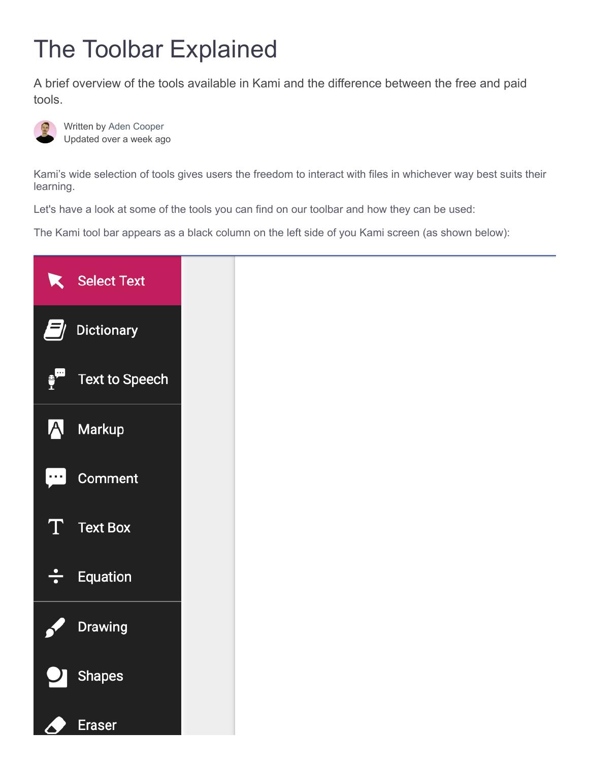# The Toolbar Explained

A brief overview of the tools available in Kami and the difference between the free and paid tools.

Written by Aden Cooper
Updated over a week ago

Kami's wide selection of tools gives users the freedom to interact with files in whichever way best suits their learning.

Let's have a look at some of the tools you can find on our toolbar and how they can be used:

The Kami tool bar appears as a black column on the left side of you Kami screen (as shown below):

- Select Text
- Dictionary
- Text to Speech
- Markup
- Comment
- Text Box
- Equation
- Drawing
- Shapes
- Eraser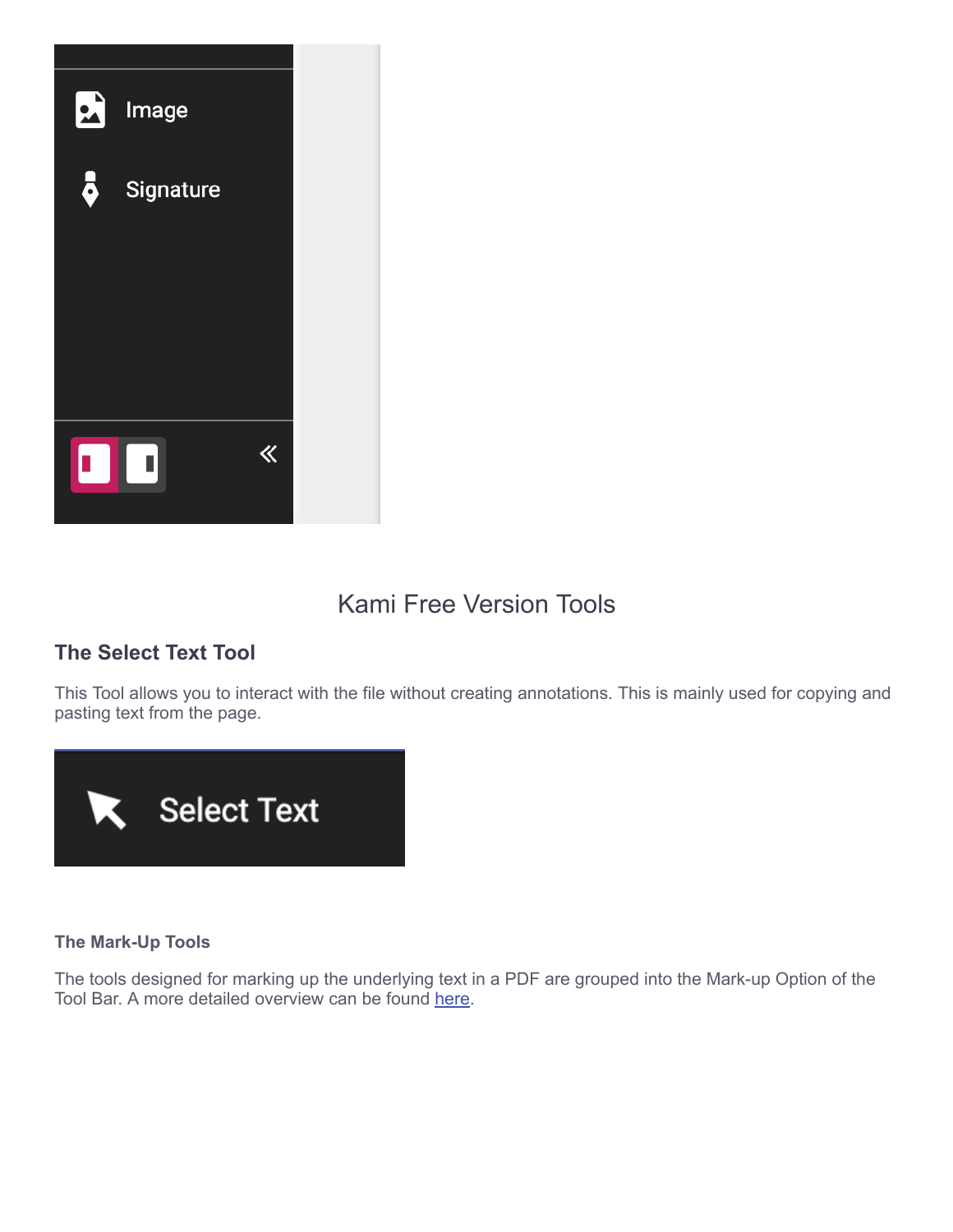# Kami Free Version Tools

## The Select Text Tool

This Tool allows you to interact with the file without creating annotations. This is mainly used for copying and pasting text from the page.

### The Mark-Up Tools

The tools designed for marking up the underlying text in a PDF are grouped into the Mark-up Option of the Tool Bar. A more detailed overview can be found here.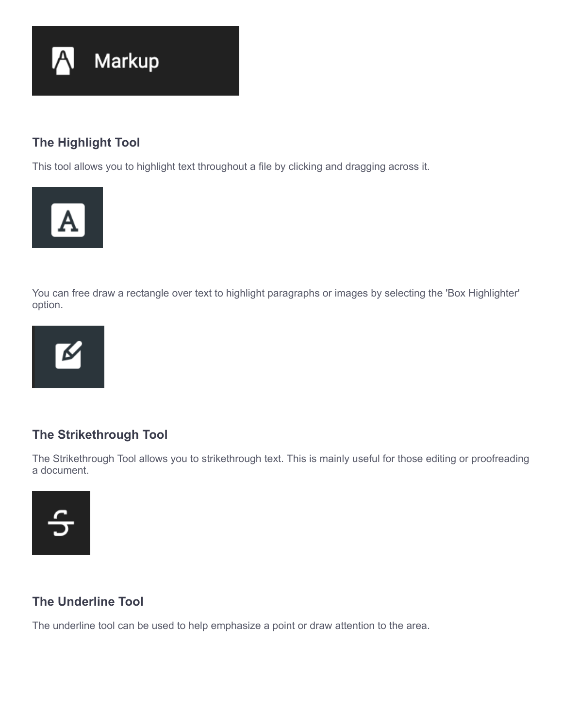Markup

### The Highlight Tool

This tool allows you to highlight text throughout a file by clicking and dragging across it.

You can free draw a rectangle over text to highlight paragraphs or images by selecting the 'Box Highlighter' option.

### The Strikethrough Tool

The Strikethrough Tool allows you to strikethrough text. This is mainly useful for those editing or proofreading a document.

### The Underline Tool

The underline tool can be used to help emphasize a point or draw attention to the area.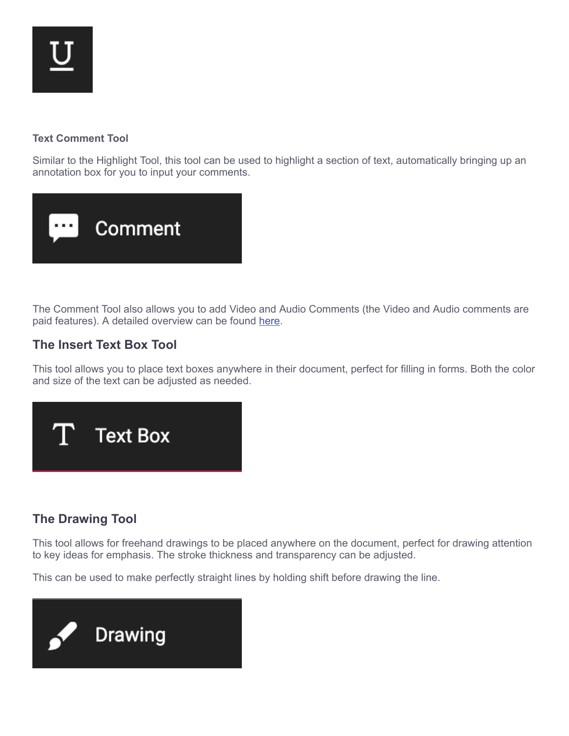**Text Comment Tool**

Similar to the Highlight Tool, this tool can be used to highlight a section of text, automatically bringing up an annotation box for you to input your comments.

The Comment Tool also allows you to add Video and Audio Comments (the Video and Audio comments are paid features). A detailed overview can be found here.

### The Insert Text Box Tool

This tool allows you to place text boxes anywhere in their document, perfect for filling in forms. Both the color and size of the text can be adjusted as needed.

### The Drawing Tool

This tool allows for freehand drawings to be placed anywhere on the document, perfect for drawing attention to key ideas for emphasis. The stroke thickness and transparency can be adjusted.

This can be used to make perfectly straight lines by holding shift before drawing the line.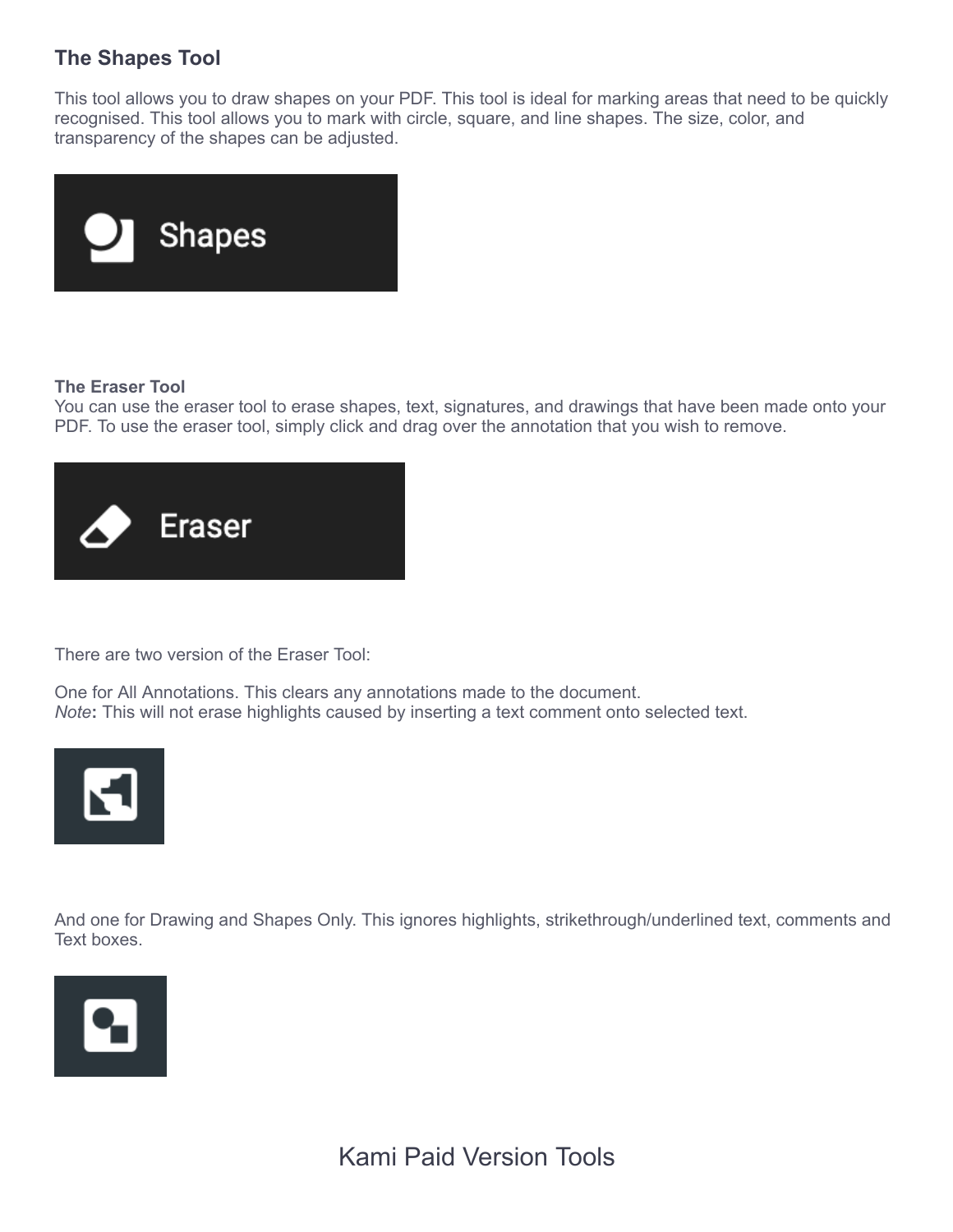### The Shapes Tool

This tool allows you to draw shapes on your PDF. This tool is ideal for marking areas that need to be quickly recognised. This tool allows you to mark with circle, square, and line shapes. The size, color, and transparency of the shapes can be adjusted.

**The Eraser Tool**

You can use the eraser tool to erase shapes, text, signatures, and drawings that have been made onto your PDF. To use the eraser tool, simply click and drag over the annotation that you wish to remove.

There are two version of the Eraser Tool:

One for All Annotations. This clears any annotations made to the document.
*Note***:** This will not erase highlights caused by inserting a text comment onto selected text.

And one for Drawing and Shapes Only. This ignores highlights, strikethrough/underlined text, comments and Text boxes.

Kami Paid Version Tools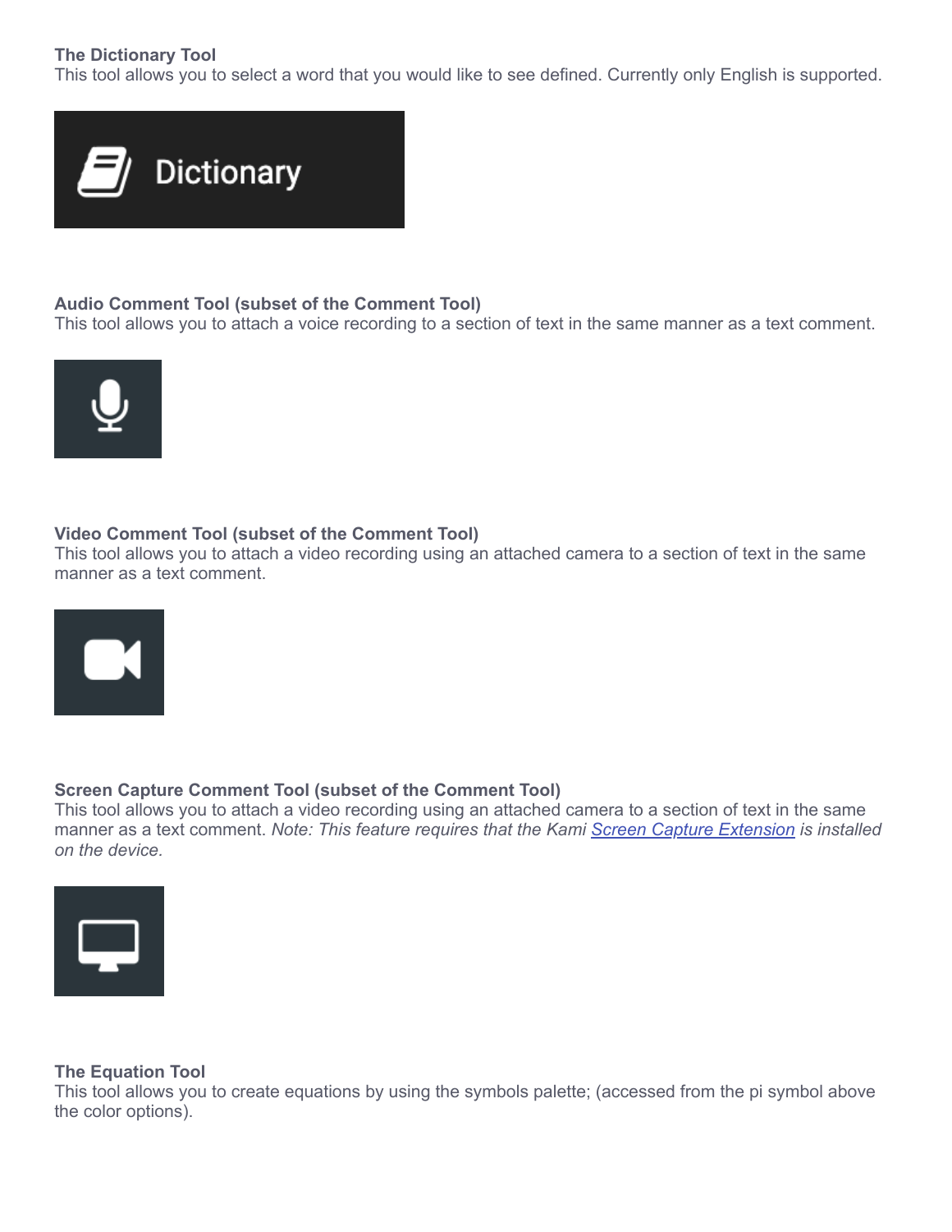**The Dictionary Tool**
This tool allows you to select a word that you would like to see defined. Currently only English is supported.

**Audio Comment Tool (subset of the Comment Tool)**
This tool allows you to attach a voice recording to a section of text in the same manner as a text comment.

**Video Comment Tool (subset of the Comment Tool)**
This tool allows you to attach a video recording using an attached camera to a section of text in the same manner as a text comment.

**Screen Capture Comment Tool (subset of the Comment Tool)**
This tool allows you to attach a video recording using an attached camera to a section of text in the same manner as a text comment. *Note: This feature requires that the Kami Screen Capture Extension is installed on the device.*

**The Equation Tool**
This tool allows you to create equations by using the symbols palette; (accessed from the pi symbol above the color options).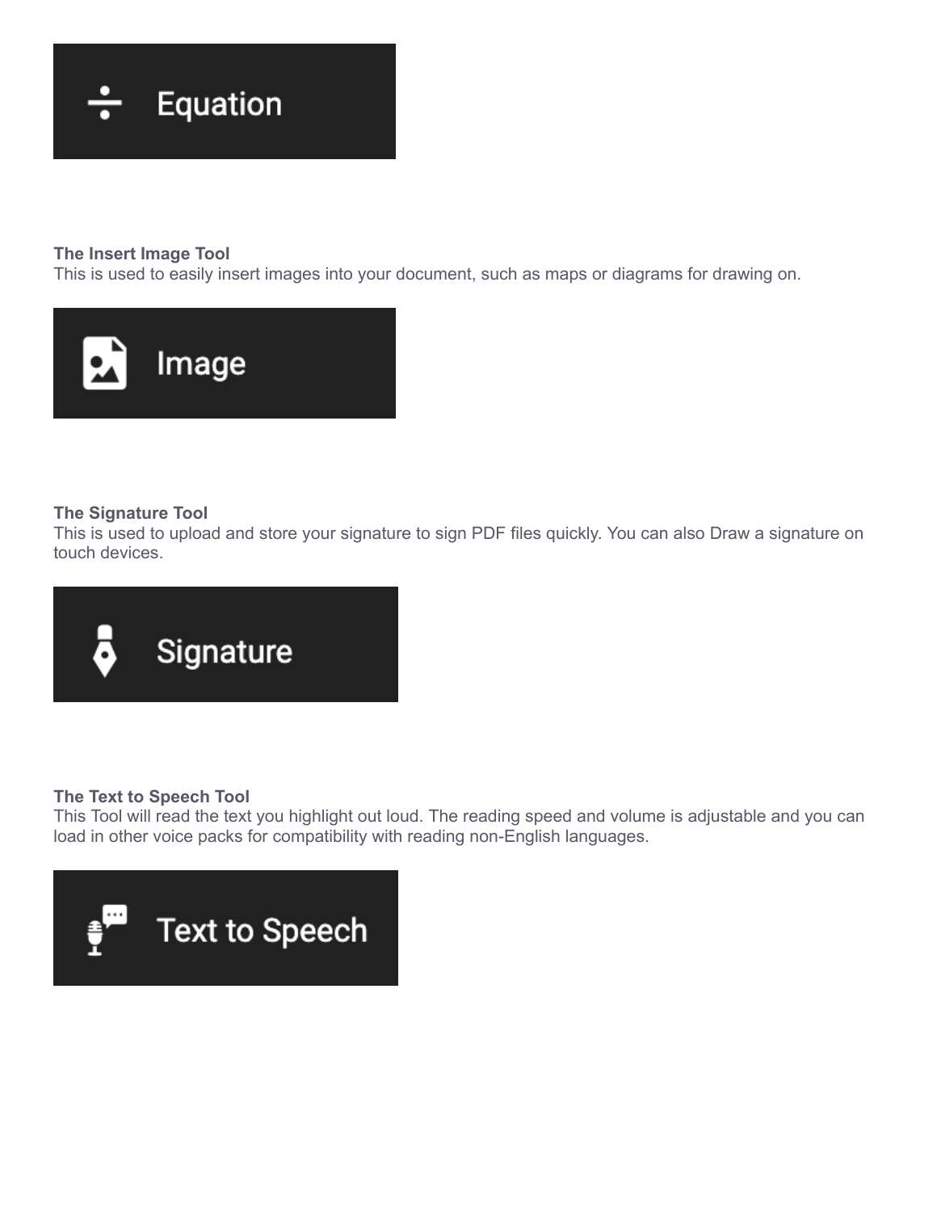Equation

**The Insert Image Tool**
This is used to easily insert images into your document, such as maps or diagrams for drawing on.

Image

**The Signature Tool**
This is used to upload and store your signature to sign PDF files quickly. You can also Draw a signature on touch devices.

Signature

**The Text to Speech Tool**
This Tool will read the text you highlight out loud. The reading speed and volume is adjustable and you can load in other voice packs for compatibility with reading non-English languages.

Text to Speech